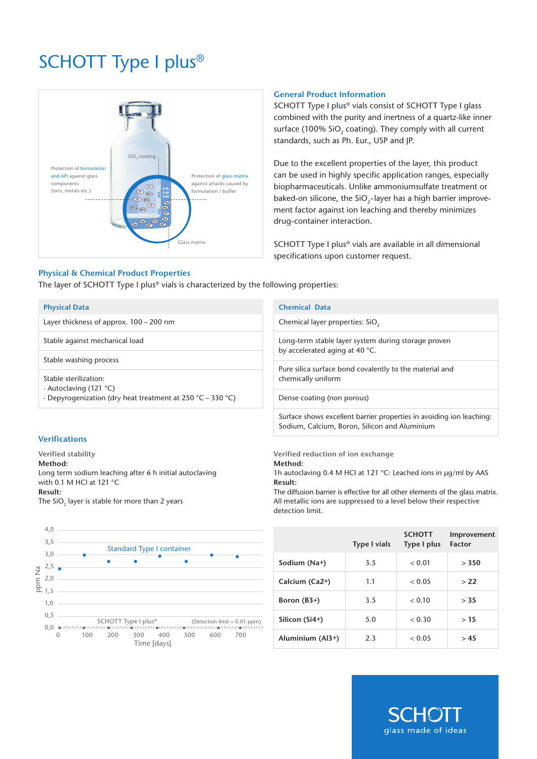# SCHOTT Type I plus®

## General Product Information

SCHOTT Type I plus® vials consist of SCHOTT Type I glass combined with the purity and inertness of a quartz-like inner surface (100% $SiO_2$ coating). They comply with all current standards, such as Ph. Eur., USP and JP.

Due to the excellent properties of the layer, this product can be used in highly specific application ranges, especially biopharmaceuticals. Unlike ammoniumsulfate treatment or baked-on silicone, the $SiO_2$-layer has a high barrier improvement factor against ion leaching and thereby minimizes drug-container interaction.

SCHOTT Type I plus® vials are available in all dimensional specifications upon customer request.

## Physical & Chemical Product Properties

The layer of SCHOTT Type I plus® vials is characterized by the following properties:

| Physical Data |
| --- |
| Layer thickness of approx. 100 – 200 nm |
| Stable against mechanical load |
| Stable washing process |
| Stable sterilization: · Autoclaving (121 °C) · Depyrogenization (dry heat treatment at 250 °C – 330 °C) |

| Chemical Data |
| --- |
| Chemical layer properties: $SiO_2$ |
| Long-term stable layer system during storage proven by accelerated aging at 40 °C. |
| Pure silica surface bond covalently to the material and chemically uniform |
| Dense coating (non porous) |
| Surface shows excellent barrier properties in avoiding ion leaching: Sodium, Calcium, Boron, Silicon and Aluminium |

## Verifications

### Verified stability

**Method:**
Long term sodium leaching after 6 h initial autoclaving with 0.1 M HCl at 121 °C

**Result:**
The $SiO_2$ layer is stable for more than 2 years

### Verified reduction of ion exchange

**Method:**
1h autoclaving 0.4 M HCl at 121 °C: Leached ions in µg/ml by AAS

**Result:**
The diffusion barrier is effective for all other elements of the glass matrix. All metallic ions are suppressed to a level below their respective detection limit.

| | Type I vials | SCHOTT Type I plus | Improvement Factor |
| --- | --- | --- | --- |
| **Sodium (Na+)** | 3.5 | < 0.01 | **> 350** |
| **Calcium (Ca2+)** | 1.1 | < 0.05 | **> 22** |
| **Boron (B3+)** | 3.5 | < 0.10 | **> 35** |
| **Silicon (Si4+)** | 5.0 | < 0.30 | **> 15** |
| **Aluminium (Al3+)** | 2.3 | < 0.05 | **> 45** |

SCHOTT glass made of ideas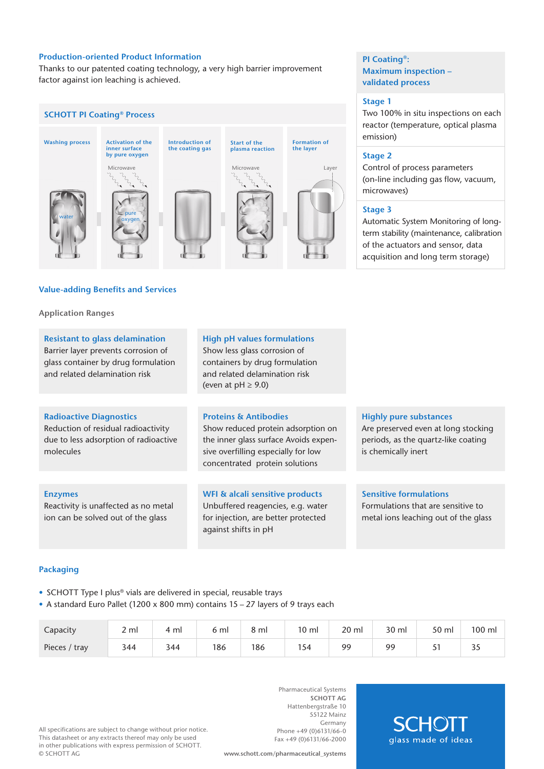## Production-oriented Product Information

Thanks to our patented coating technology, a very high barrier improvement factor against ion leaching is achieved.

### SCHOTT PI Coating® Process

Washing process

water

Activation of the inner surface by pure oxygen

Microwave

pure oxygen

Introduction of the coating gas

Start of the plasma reaction

Microwave

Formation of the layer

Layer

### PI Coating®: Maximum inspection – validated process

**Stage 1**
Two 100% in situ inspections on each reactor (temperature, optical plasma emission)

**Stage 2**
Control of process parameters (on-line including gas flow, vacuum, microwaves)

**Stage 3**
Automatic System Monitoring of long-term stability (maintenance, calibration of the actuators and sensor, data acquisition and long term storage)

## Value-adding Benefits and Services

### Application Ranges

**Resistant to glass delamination**
Barrier layer prevents corrosion of glass container by drug formulation and related delamination risk

**High pH values formulations**
Show less glass corrosion of containers by drug formulation and related delamination risk (even at pH ≥ 9.0)

**Radioactive Diagnostics**
Reduction of residual radioactivity due to less adsorption of radioactive molecules

**Proteins & Antibodies**
Show reduced protein adsorption on the inner glass surface Avoids expensive overfilling especially for low concentrated protein solutions

**Highly pure substances**
Are preserved even at long stocking periods, as the quartz-like coating is chemically inert

**Enzymes**
Reactivity is unaffected as no metal ion can be solved out of the glass

**WFI & alcali sensitive products**
Unbuffered reagencies, e.g. water for injection, are better protected against shifts in pH

**Sensitive formulations**
Formulations that are sensitive to metal ions leaching out of the glass

## Packaging

- SCHOTT Type I plus® vials are delivered in special, reusable trays
- A standard Euro Pallet (1200 x 800 mm) contains 15 – 27 layers of 9 trays each

| Capacity | 2 ml | 4 ml | 6 ml | 8 ml | 10 ml | 20 ml | 30 ml | 50 ml | 100 ml |
|---|---|---|---|---|---|---|---|---|---|
| Pieces / tray | 344 | 344 | 186 | 186 | 154 | 99 | 99 | 51 | 35 |

All specifications are subject to change without prior notice. This datasheet or any extracts thereof may only be used in other publications with express permission of SCHOTT.
© SCHOTT AG

Pharmaceutical Systems
SCHOTT AG
Hattenbergstraße 10
55122 Mainz
Germany
Phone +49 (0)6131/66-0
Fax +49 (0)6131/66-2000
www.schott.com/pharmaceutical_systems

SCHOTT
glass made of ideas